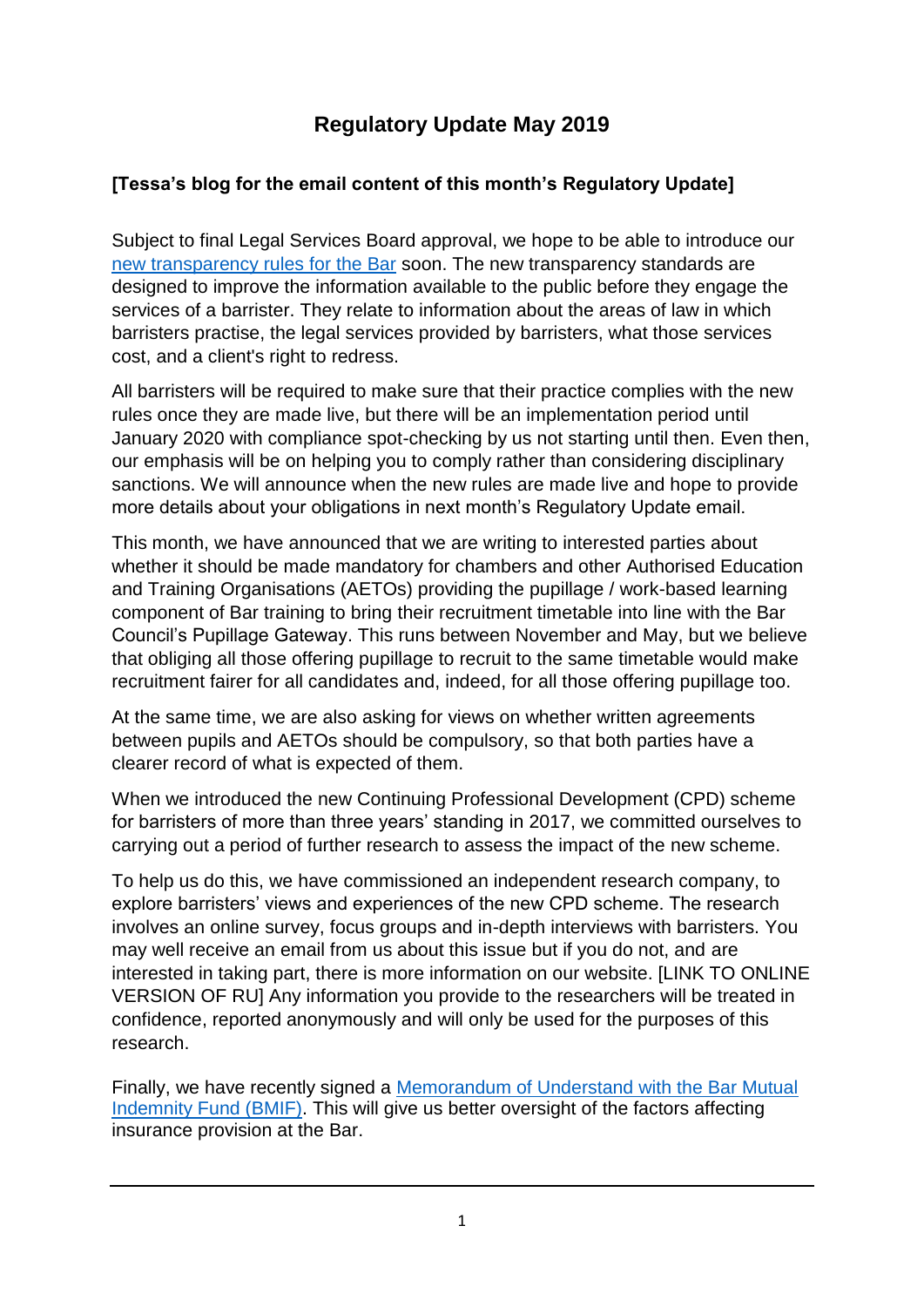# Regulatory Update May 2019

### [Tessa's blog for the email content of this month's Regulatory Update]

Subject to final Legal Services Board approval, we hope to be able to introduce our [new transparency rules for the Bar]() soon. The new transparency standards are designed to improve the information available to the public before they engage the services of a barrister. They relate to information about the areas of law in which barristers practise, the legal services provided by barristers, what those services cost, and a client's right to redress.

All barristers will be required to make sure that their practice complies with the new rules once they are made live, but there will be an implementation period until January 2020 with compliance spot-checking by us not starting until then. Even then, our emphasis will be on helping you to comply rather than considering disciplinary sanctions. We will announce when the new rules are made live and hope to provide more details about your obligations in next month's Regulatory Update email.

This month, we have announced that we are writing to interested parties about whether it should be made mandatory for chambers and other Authorised Education and Training Organisations (AETOs) providing the pupillage / work-based learning component of Bar training to bring their recruitment timetable into line with the Bar Council's Pupillage Gateway. This runs between November and May, but we believe that obliging all those offering pupillage to recruit to the same timetable would make recruitment fairer for all candidates and, indeed, for all those offering pupillage too.

At the same time, we are also asking for views on whether written agreements between pupils and AETOs should be compulsory, so that both parties have a clearer record of what is expected of them.

When we introduced the new Continuing Professional Development (CPD) scheme for barristers of more than three years' standing in 2017, we committed ourselves to carrying out a period of further research to assess the impact of the new scheme.

To help us do this, we have commissioned an independent research company, to explore barristers' views and experiences of the new CPD scheme. The research involves an online survey, focus groups and in-depth interviews with barristers. You may well receive an email from us about this issue but if you do not, and are interested in taking part, there is more information on our website. [LINK TO ONLINE VERSION OF RU] Any information you provide to the researchers will be treated in confidence, reported anonymously and will only be used for the purposes of this research.

Finally, we have recently signed a [Memorandum of Understand with the Bar Mutual Indemnity Fund (BMIF)](). This will give us better oversight of the factors affecting insurance provision at the Bar.

---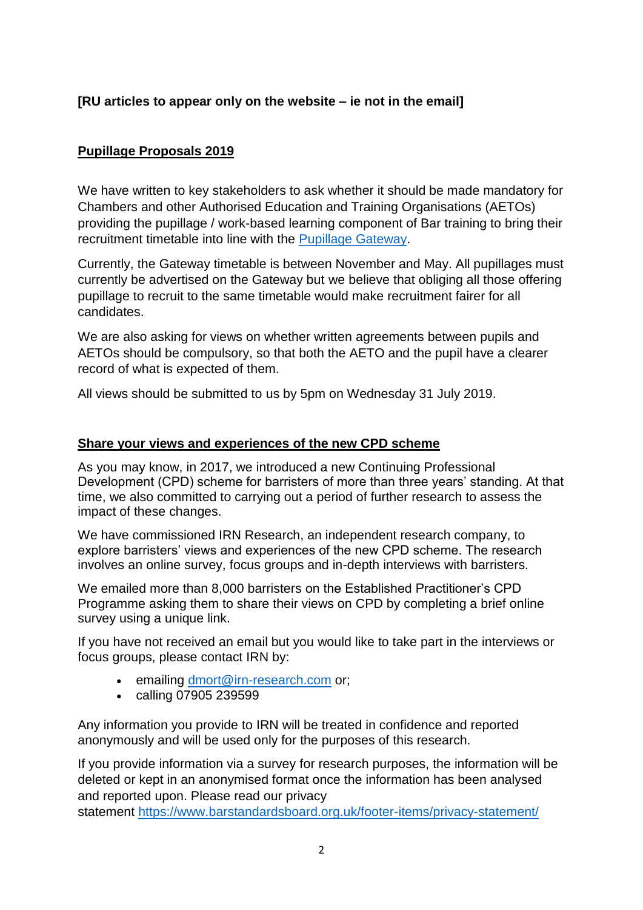**[RU articles to appear only on the website – ie not in the email]**

## Pupillage Proposals 2019

We have written to key stakeholders to ask whether it should be made mandatory for Chambers and other Authorised Education and Training Organisations (AETOs) providing the pupillage / work-based learning component of Bar training to bring their recruitment timetable into line with the [Pupillage Gateway](Pupillage Gateway).

Currently, the Gateway timetable is between November and May. All pupillages must currently be advertised on the Gateway but we believe that obliging all those offering pupillage to recruit to the same timetable would make recruitment fairer for all candidates.

We are also asking for views on whether written agreements between pupils and AETOs should be compulsory, so that both the AETO and the pupil have a clearer record of what is expected of them.

All views should be submitted to us by 5pm on Wednesday 31 July 2019.

## Share your views and experiences of the new CPD scheme

As you may know, in 2017, we introduced a new Continuing Professional Development (CPD) scheme for barristers of more than three years' standing. At that time, we also committed to carrying out a period of further research to assess the impact of these changes.

We have commissioned IRN Research, an independent research company, to explore barristers' views and experiences of the new CPD scheme. The research involves an online survey, focus groups and in-depth interviews with barristers.

We emailed more than 8,000 barristers on the Established Practitioner's CPD Programme asking them to share their views on CPD by completing a brief online survey using a unique link.

If you have not received an email but you would like to take part in the interviews or focus groups, please contact IRN by:

- emailing dmort@irn-research.com or;
- calling 07905 239599

Any information you provide to IRN will be treated in confidence and reported anonymously and will be used only for the purposes of this research.

If you provide information via a survey for research purposes, the information will be deleted or kept in an anonymised format once the information has been analysed and reported upon. Please read our privacy statement https://www.barstandardsboard.org.uk/footer-items/privacy-statement/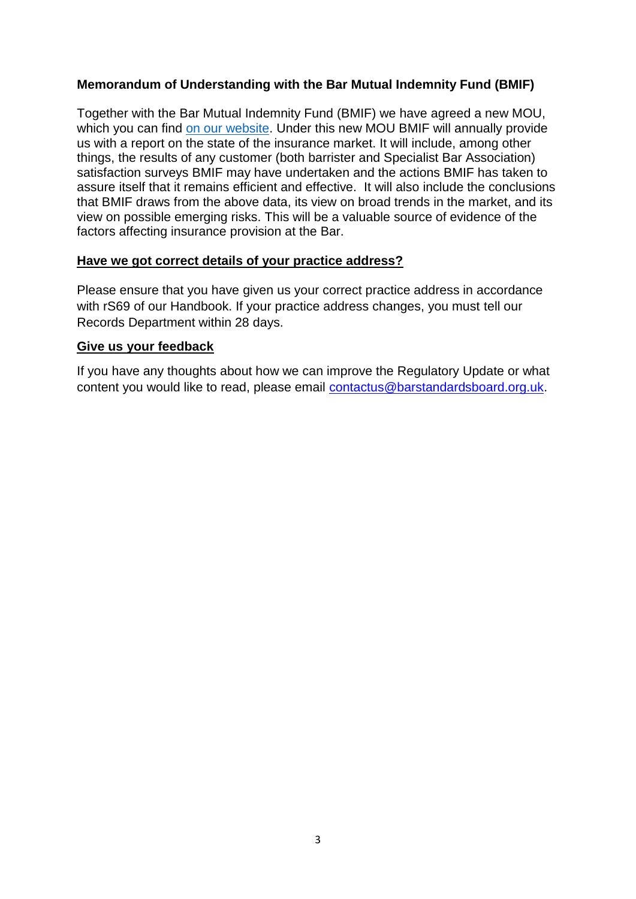**Memorandum of Understanding with the Bar Mutual Indemnity Fund (BMIF)**

Together with the Bar Mutual Indemnity Fund (BMIF) we have agreed a new MOU, which you can find on our website. Under this new MOU BMIF will annually provide us with a report on the state of the insurance market. It will include, among other things, the results of any customer (both barrister and Specialist Bar Association) satisfaction surveys BMIF may have undertaken and the actions BMIF has taken to assure itself that it remains efficient and effective. It will also include the conclusions that BMIF draws from the above data, its view on broad trends in the market, and its view on possible emerging risks. This will be a valuable source of evidence of the factors affecting insurance provision at the Bar.

**Have we got correct details of your practice address?**

Please ensure that you have given us your correct practice address in accordance with rS69 of our Handbook. If your practice address changes, you must tell our Records Department within 28 days.

**Give us your feedback**

If you have any thoughts about how we can improve the Regulatory Update or what content you would like to read, please email contactus@barstandardsboard.org.uk.